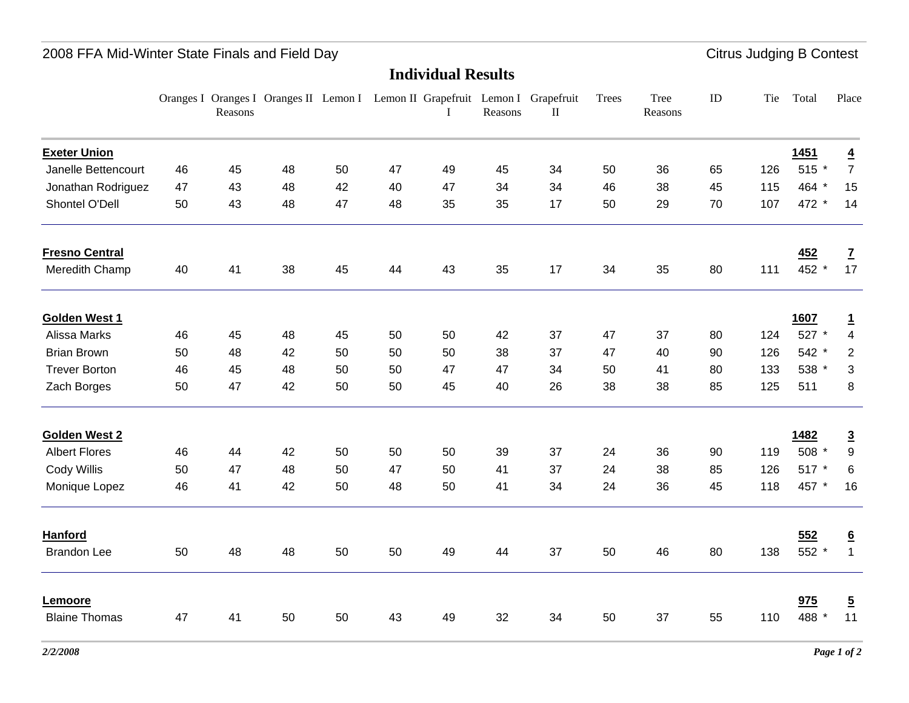2008 FFA Mid-Winter State Finals and Field Day — Citrus Judging B Contest

# Individual Results

| | Oranges I | Oranges I Reasons | Oranges II | Lemon I | Lemon II | Grapefruit I | Lemon I Reasons | Grapefruit II | Trees | Tree Reasons | ID | Tie | Total | Place |
|---|---|---|---|---|---|---|---|---|---|---|---|---|---|---|
| **Exeter Union** | | | | | | | | | | | | | **1451** | **4** |
| Janelle Bettencourt | 46 | 45 | 48 | 50 | 47 | 49 | 45 | 34 | 50 | 36 | 65 | 126 | 515 * | 7 |
| Jonathan Rodriguez | 47 | 43 | 48 | 42 | 40 | 47 | 34 | 34 | 46 | 38 | 45 | 115 | 464 * | 15 |
| Shontel O'Dell | 50 | 43 | 48 | 47 | 48 | 35 | 35 | 17 | 50 | 29 | 70 | 107 | 472 * | 14 |
| **Fresno Central** | | | | | | | | | | | | | **452** | **7** |
| Meredith Champ | 40 | 41 | 38 | 45 | 44 | 43 | 35 | 17 | 34 | 35 | 80 | 111 | 452 * | 17 |
| **Golden West 1** | | | | | | | | | | | | | **1607** | **1** |
| Alissa Marks | 46 | 45 | 48 | 45 | 50 | 50 | 42 | 37 | 47 | 37 | 80 | 124 | 527 * | 4 |
| Brian Brown | 50 | 48 | 42 | 50 | 50 | 50 | 38 | 37 | 47 | 40 | 90 | 126 | 542 * | 2 |
| Trever Borton | 46 | 45 | 48 | 50 | 50 | 47 | 47 | 34 | 50 | 41 | 80 | 133 | 538 * | 3 |
| Zach Borges | 50 | 47 | 42 | 50 | 50 | 45 | 40 | 26 | 38 | 38 | 85 | 125 | 511 | 8 |
| **Golden West 2** | | | | | | | | | | | | | **1482** | **3** |
| Albert Flores | 46 | 44 | 42 | 50 | 50 | 50 | 39 | 37 | 24 | 36 | 90 | 119 | 508 * | 9 |
| Cody Willis | 50 | 47 | 48 | 50 | 47 | 50 | 41 | 37 | 24 | 38 | 85 | 126 | 517 * | 6 |
| Monique Lopez | 46 | 41 | 42 | 50 | 48 | 50 | 41 | 34 | 24 | 36 | 45 | 118 | 457 * | 16 |
| **Hanford** | | | | | | | | | | | | | **552** | **6** |
| Brandon Lee | 50 | 48 | 48 | 50 | 50 | 49 | 44 | 37 | 50 | 46 | 80 | 138 | 552 * | 1 |
| **Lemoore** | | | | | | | | | | | | | **975** | **5** |
| Blaine Thomas | 47 | 41 | 50 | 50 | 43 | 49 | 32 | 34 | 50 | 37 | 55 | 110 | 488 * | 11 |

*2/2/2008*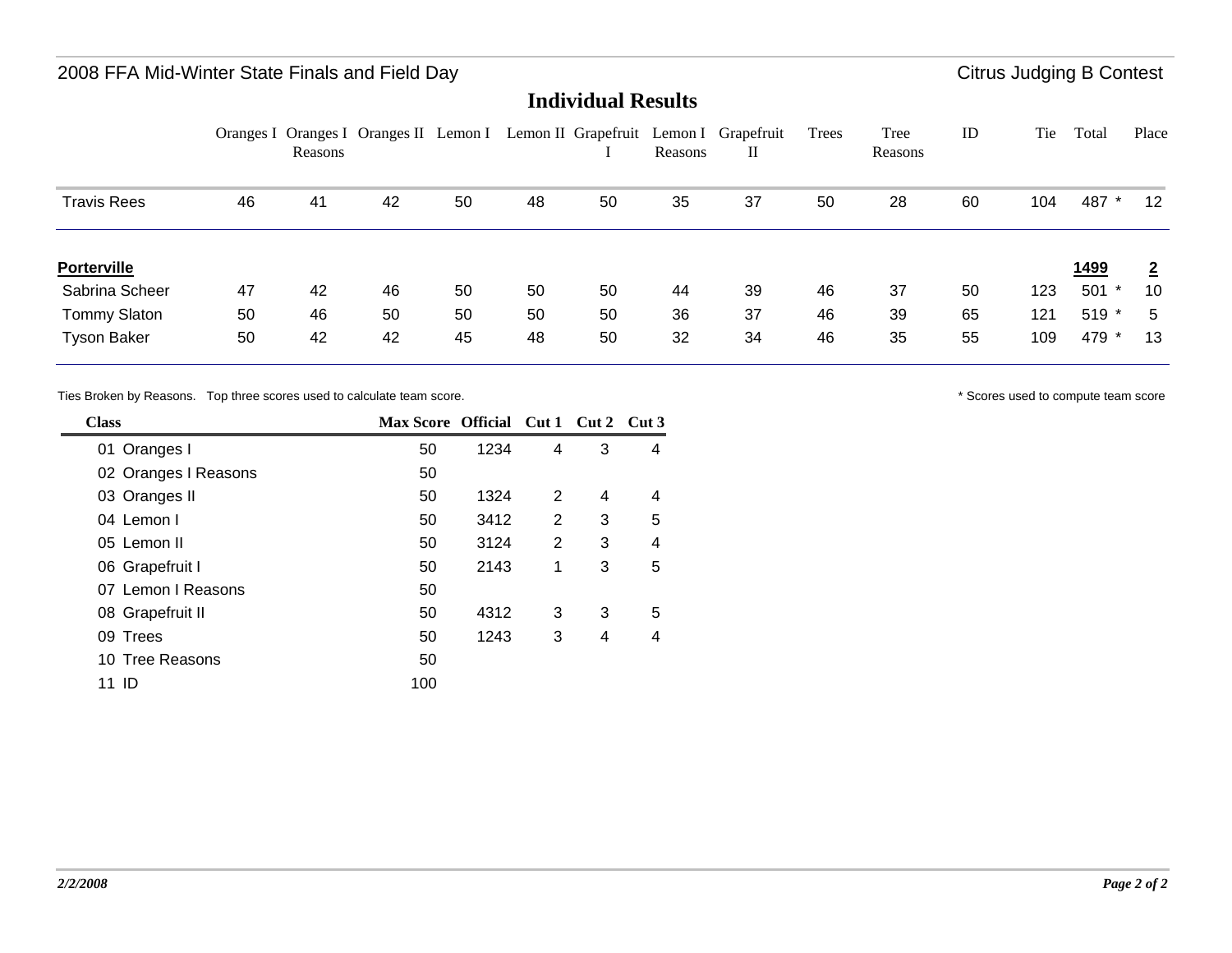2008 FFA Mid-Winter State Finals and Field Day

Citrus Judging B Contest

# Individual Results

| | Oranges I | Oranges I Reasons | Oranges II | Lemon I | Lemon II | Grapefruit I | Lemon I Reasons | Grapefruit II | Trees | Tree Reasons | ID | Tie | Total | Place |
|---|---|---|---|---|---|---|---|---|---|---|---|---|---|---|
| Travis Rees | 46 | 41 | 42 | 50 | 48 | 50 | 35 | 37 | 50 | 28 | 60 | 104 | 487 * | 12 |
| **Porterville** | | | | | | | | | | | | | **1499** | **2** |
| Sabrina Scheer | 47 | 42 | 46 | 50 | 50 | 50 | 44 | 39 | 46 | 37 | 50 | 123 | 501 * | 10 |
| Tommy Slaton | 50 | 46 | 50 | 50 | 50 | 50 | 36 | 37 | 46 | 39 | 65 | 121 | 519 * | 5 |
| Tyson Baker | 50 | 42 | 42 | 45 | 48 | 50 | 32 | 34 | 46 | 35 | 55 | 109 | 479 * | 13 |

Ties Broken by Reasons. Top three scores used to calculate team score.

* Scores used to compute team score

| Class | Max Score | Official | Cut 1 | Cut 2 | Cut 3 |
|---|---|---|---|---|---|
| 01 Oranges I | 50 | 1234 | 4 | 3 | 4 |
| 02 Oranges I Reasons | 50 | | | | |
| 03 Oranges II | 50 | 1324 | 2 | 4 | 4 |
| 04 Lemon I | 50 | 3412 | 2 | 3 | 5 |
| 05 Lemon II | 50 | 3124 | 2 | 3 | 4 |
| 06 Grapefruit I | 50 | 2143 | 1 | 3 | 5 |
| 07 Lemon I Reasons | 50 | | | | |
| 08 Grapefruit II | 50 | 4312 | 3 | 3 | 5 |
| 09 Trees | 50 | 1243 | 3 | 4 | 4 |
| 10 Tree Reasons | 50 | | | | |
| 11 ID | 100 | | | | |

*2/2/2008*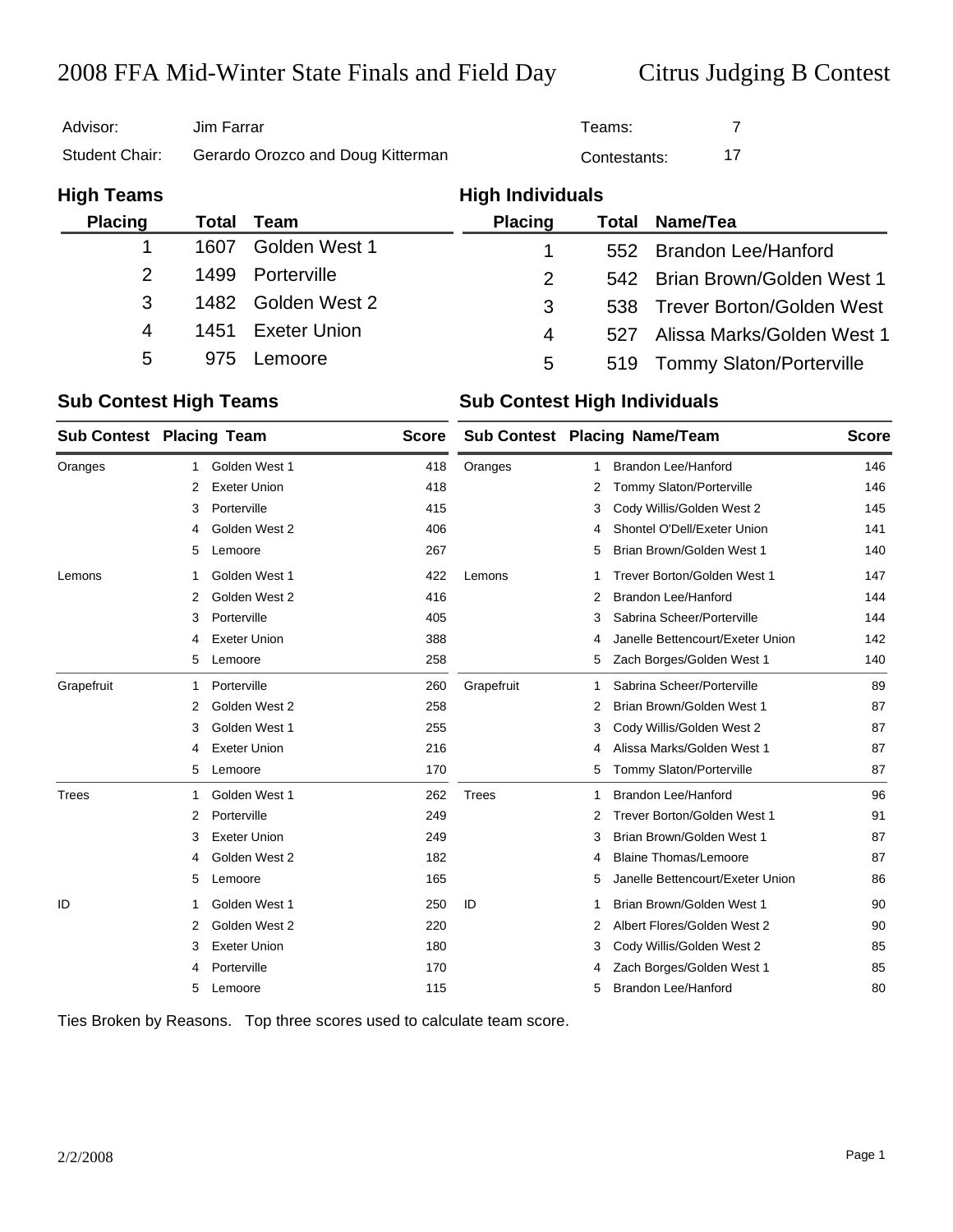# 2008 FFA Mid-Winter State Finals and Field Day — Citrus Judging B Contest

| | | | |
|---|---|---|---|
| Advisor: | Jim Farrar | Teams: | 7 |
| Student Chair: | Gerardo Orozco and Doug Kitterman | Contestants: | 17 |

## High Teams

| Placing | Total | Team |
|---|---|---|
| 1 | 1607 | Golden West 1 |
| 2 | 1499 | Porterville |
| 3 | 1482 | Golden West 2 |
| 4 | 1451 | Exeter Union |
| 5 | 975 | Lemoore |

## High Individuals

| Placing | Total | Name/Tea |
|---|---|---|
| 1 | 552 | Brandon Lee/Hanford |
| 2 | 542 | Brian Brown/Golden West 1 |
| 3 | 538 | Trever Borton/Golden West |
| 4 | 527 | Alissa Marks/Golden West 1 |
| 5 | 519 | Tommy Slaton/Porterville |

## Sub Contest High Teams

| Sub Contest | Placing | Team | Score |
|---|---|---|---|
| Oranges | 1 | Golden West 1 | 418 |
| | 2 | Exeter Union | 418 |
| | 3 | Porterville | 415 |
| | 4 | Golden West 2 | 406 |
| | 5 | Lemoore | 267 |
| Lemons | 1 | Golden West 1 | 422 |
| | 2 | Golden West 2 | 416 |
| | 3 | Porterville | 405 |
| | 4 | Exeter Union | 388 |
| | 5 | Lemoore | 258 |
| Grapefruit | 1 | Porterville | 260 |
| | 2 | Golden West 2 | 258 |
| | 3 | Golden West 1 | 255 |
| | 4 | Exeter Union | 216 |
| | 5 | Lemoore | 170 |
| Trees | 1 | Golden West 1 | 262 |
| | 2 | Porterville | 249 |
| | 3 | Exeter Union | 249 |
| | 4 | Golden West 2 | 182 |
| | 5 | Lemoore | 165 |
| ID | 1 | Golden West 1 | 250 |
| | 2 | Golden West 2 | 220 |
| | 3 | Exeter Union | 180 |
| | 4 | Porterville | 170 |
| | 5 | Lemoore | 115 |

## Sub Contest High Individuals

| Sub Contest | Placing | Name/Team | Score |
|---|---|---|---|
| Oranges | 1 | Brandon Lee/Hanford | 146 |
| | 2 | Tommy Slaton/Porterville | 146 |
| | 3 | Cody Willis/Golden West 2 | 145 |
| | 4 | Shontel O'Dell/Exeter Union | 141 |
| | 5 | Brian Brown/Golden West 1 | 140 |
| Lemons | 1 | Trever Borton/Golden West 1 | 147 |
| | 2 | Brandon Lee/Hanford | 144 |
| | 3 | Sabrina Scheer/Porterville | 144 |
| | 4 | Janelle Bettencourt/Exeter Union | 142 |
| | 5 | Zach Borges/Golden West 1 | 140 |
| Grapefruit | 1 | Sabrina Scheer/Porterville | 89 |
| | 2 | Brian Brown/Golden West 1 | 87 |
| | 3 | Cody Willis/Golden West 2 | 87 |
| | 4 | Alissa Marks/Golden West 1 | 87 |
| | 5 | Tommy Slaton/Porterville | 87 |
| Trees | 1 | Brandon Lee/Hanford | 96 |
| | 2 | Trever Borton/Golden West 1 | 91 |
| | 3 | Brian Brown/Golden West 1 | 87 |
| | 4 | Blaine Thomas/Lemoore | 87 |
| | 5 | Janelle Bettencourt/Exeter Union | 86 |
| ID | 1 | Brian Brown/Golden West 1 | 90 |
| | 2 | Albert Flores/Golden West 2 | 90 |
| | 3 | Cody Willis/Golden West 2 | 85 |
| | 4 | Zach Borges/Golden West 1 | 85 |
| | 5 | Brandon Lee/Hanford | 80 |

Ties Broken by Reasons. Top three scores used to calculate team score.

2/2/2008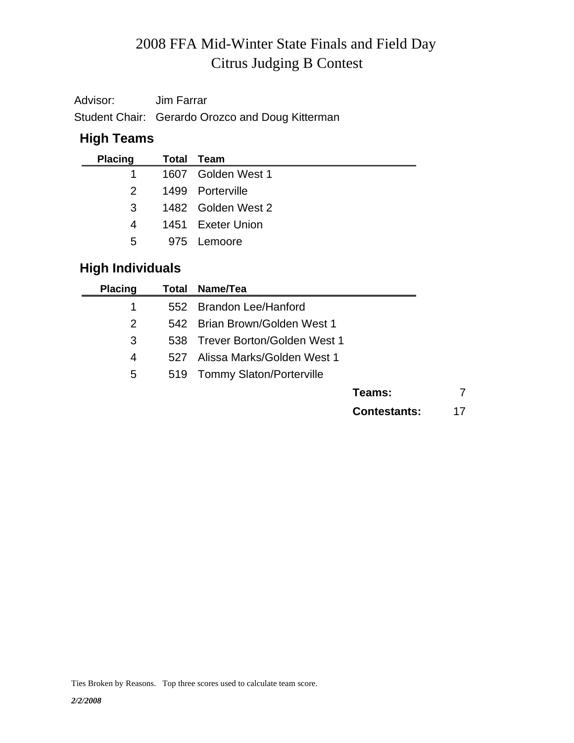# 2008 FFA Mid-Winter State Finals and Field Day
# Citrus Judging B Contest

Advisor: Jim Farrar

Student Chair: Gerardo Orozco and Doug Kitterman

## High Teams

| Placing | Total | Team |
|---|---|---|
| 1 | 1607 | Golden West 1 |
| 2 | 1499 | Porterville |
| 3 | 1482 | Golden West 2 |
| 4 | 1451 | Exeter Union |
| 5 | 975 | Lemoore |

## High Individuals

| Placing | Total | Name/Tea |
|---|---|---|
| 1 | 552 | Brandon Lee/Hanford |
| 2 | 542 | Brian Brown/Golden West 1 |
| 3 | 538 | Trever Borton/Golden West 1 |
| 4 | 527 | Alissa Marks/Golden West 1 |
| 5 | 519 | Tommy Slaton/Porterville |

**Teams:** 7

**Contestants:** 17

Ties Broken by Reasons. Top three scores used to calculate team score.

*2/2/2008*